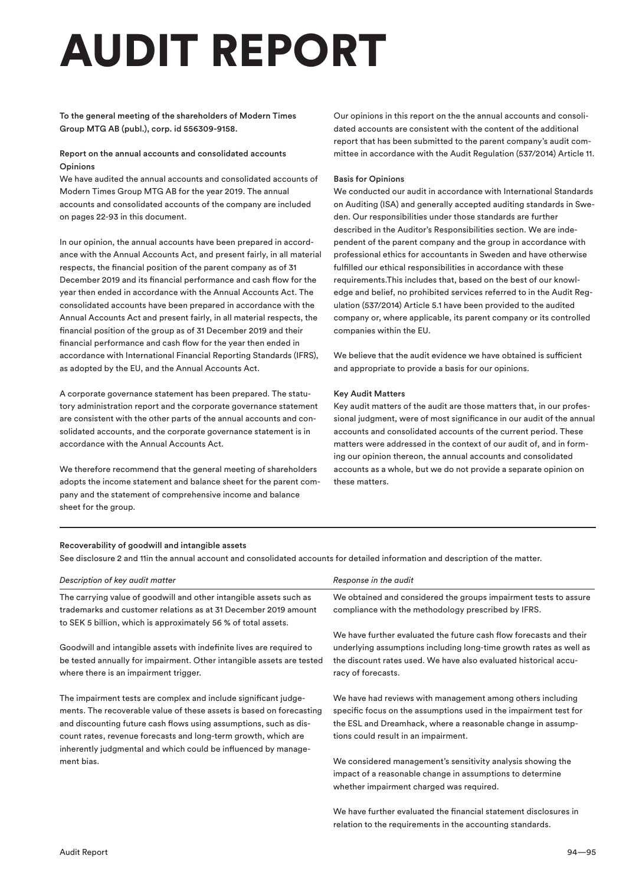# AUDIT REPORT

**To the general meeting of the shareholders of Modern Times Group MTG AB (publ.), corp. id 556309-9158.**

**Report on the annual accounts and consolidated accounts**

**Opinions**

We have audited the annual accounts and consolidated accounts of Modern Times Group MTG AB for the year 2019. The annual accounts and consolidated accounts of the company are included on pages 22-93 in this document.

In our opinion, the annual accounts have been prepared in accordance with the Annual Accounts Act, and present fairly, in all material respects, the financial position of the parent company as of 31 December 2019 and its financial performance and cash flow for the year then ended in accordance with the Annual Accounts Act. The consolidated accounts have been prepared in accordance with the Annual Accounts Act and present fairly, in all material respects, the financial position of the group as of 31 December 2019 and their financial performance and cash flow for the year then ended in accordance with International Financial Reporting Standards (IFRS), as adopted by the EU, and the Annual Accounts Act.

A corporate governance statement has been prepared. The statutory administration report and the corporate governance statement are consistent with the other parts of the annual accounts and consolidated accounts, and the corporate governance statement is in accordance with the Annual Accounts Act.

We therefore recommend that the general meeting of shareholders adopts the income statement and balance sheet for the parent company and the statement of comprehensive income and balance sheet for the group.

Our opinions in this report on the the annual accounts and consolidated accounts are consistent with the content of the additional report that has been submitted to the parent company's audit committee in accordance with the Audit Regulation (537/2014) Article 11.

**Basis for Opinions**

We conducted our audit in accordance with International Standards on Auditing (ISA) and generally accepted auditing standards in Sweden. Our responsibilities under those standards are further described in the Auditor's Responsibilities section. We are independent of the parent company and the group in accordance with professional ethics for accountants in Sweden and have otherwise fulfilled our ethical responsibilities in accordance with these requirements.This includes that, based on the best of our knowledge and belief, no prohibited services referred to in the Audit Regulation (537/2014) Article 5.1 have been provided to the audited company or, where applicable, its parent company or its controlled companies within the EU.

We believe that the audit evidence we have obtained is sufficient and appropriate to provide a basis for our opinions.

**Key Audit Matters**

Key audit matters of the audit are those matters that, in our professional judgment, were of most significance in our audit of the annual accounts and consolidated accounts of the current period. These matters were addressed in the context of our audit of, and in forming our opinion thereon, the annual accounts and consolidated accounts as a whole, but we do not provide a separate opinion on these matters.

**Recoverability of goodwill and intangible assets**

See disclosure 2 and 11in the annual account and consolidated accounts for detailed information and description of the matter.

| *Description of key audit matter* | *Response in the audit* |
|---|---|
| The carrying value of goodwill and other intangible assets such as trademarks and customer relations as at 31 December 2019 amount to SEK 5 billion, which is approximately 56 % of total assets.<br><br>Goodwill and intangible assets with indefinite lives are required to be tested annually for impairment. Other intangible assets are tested where there is an impairment trigger.<br><br>The impairment tests are complex and include significant judgements. The recoverable value of these assets is based on forecasting and discounting future cash flows using assumptions, such as discount rates, revenue forecasts and long-term growth, which are inherently judgmental and which could be influenced by management bias. | We obtained and considered the groups impairment tests to assure compliance with the methodology prescribed by IFRS.<br><br>We have further evaluated the future cash flow forecasts and their underlying assumptions including long-time growth rates as well as the discount rates used. We have also evaluated historical accuracy of forecasts.<br><br>We have had reviews with management among others including specific focus on the assumptions used in the impairment test for the ESL and Dreamhack, where a reasonable change in assumptions could result in an impairment.<br><br>We considered management's sensitivity analysis showing the impact of a reasonable change in assumptions to determine whether impairment charged was required.<br><br>We have further evaluated the financial statement disclosures in relation to the requirements in the accounting standards. |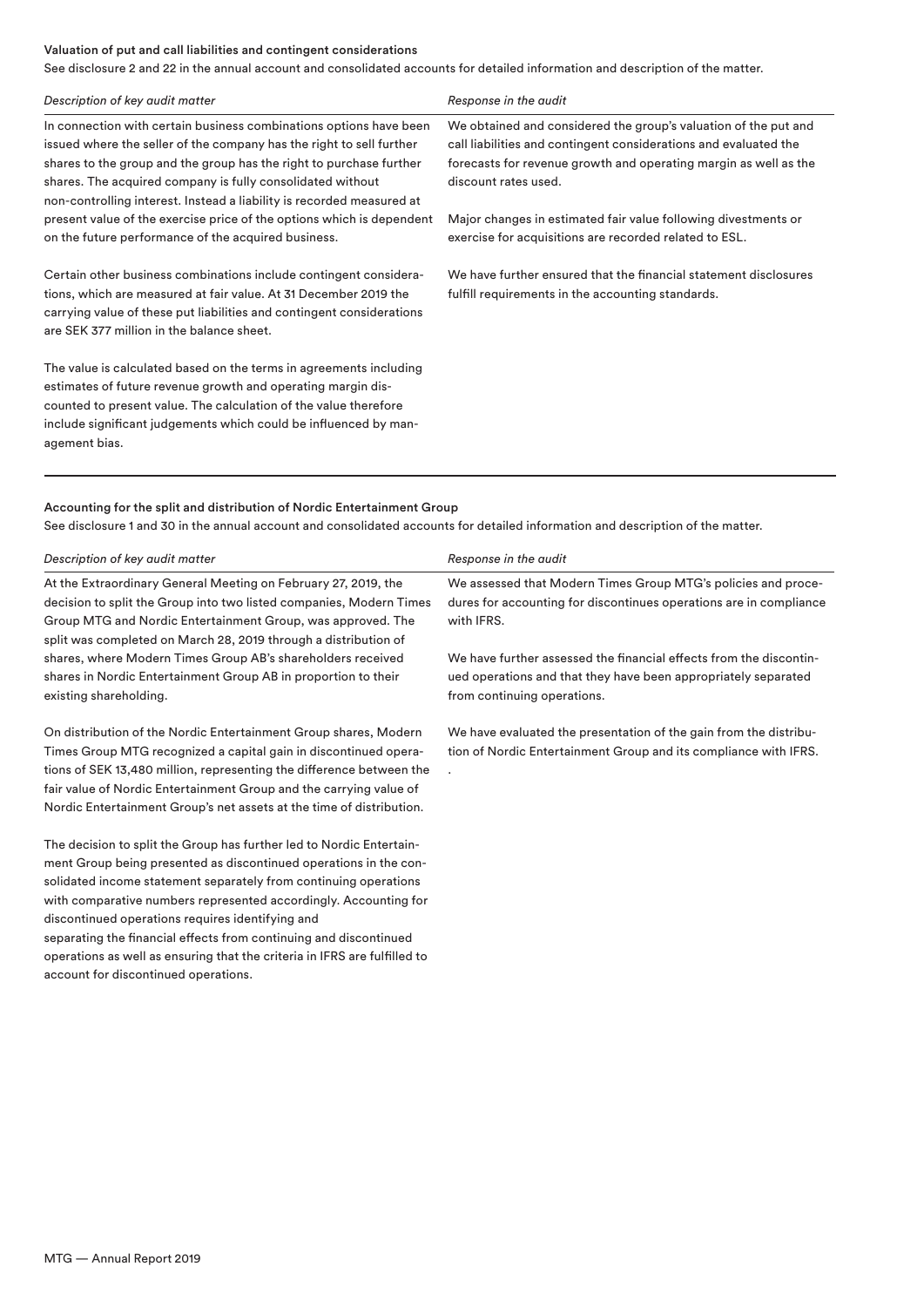#### Valuation of put and call liabilities and contingent considerations

See disclosure 2 and 22 in the annual account and consolidated accounts for detailed information and description of the matter.

| *Description of key audit matter* | *Response in the audit* |
|---|---|
| In connection with certain business combinations options have been issued where the seller of the company has the right to sell further shares to the group and the group has the right to purchase further shares. The acquired company is fully consolidated without non-controlling interest. Instead a liability is recorded measured at present value of the exercise price of the options which is dependent on the future performance of the acquired business.<br><br>Certain other business combinations include contingent considerations, which are measured at fair value. At 31 December 2019 the carrying value of these put liabilities and contingent considerations are SEK 377 million in the balance sheet.<br><br>The value is calculated based on the terms in agreements including estimates of future revenue growth and operating margin discounted to present value. The calculation of the value therefore include significant judgements which could be influenced by management bias. | We obtained and considered the group's valuation of the put and call liabilities and contingent considerations and evaluated the forecasts for revenue growth and operating margin as well as the discount rates used.<br><br>Major changes in estimated fair value following divestments or exercise for acquisitions are recorded related to ESL.<br><br>We have further ensured that the financial statement disclosures fulfill requirements in the accounting standards. |

#### Accounting for the split and distribution of Nordic Entertainment Group

See disclosure 1 and 30 in the annual account and consolidated accounts for detailed information and description of the matter.

| *Description of key audit matter* | *Response in the audit* |
|---|---|
| At the Extraordinary General Meeting on February 27, 2019, the decision to split the Group into two listed companies, Modern Times Group MTG and Nordic Entertainment Group, was approved. The split was completed on March 28, 2019 through a distribution of shares, where Modern Times Group AB's shareholders received shares in Nordic Entertainment Group AB in proportion to their existing shareholding.<br><br>On distribution of the Nordic Entertainment Group shares, Modern Times Group MTG recognized a capital gain in discontinued operations of SEK 13,480 million, representing the difference between the fair value of Nordic Entertainment Group and the carrying value of Nordic Entertainment Group's net assets at the time of distribution.<br><br>The decision to split the Group has further led to Nordic Entertainment Group being presented as discontinued operations in the consolidated income statement separately from continuing operations with comparative numbers represented accordingly. Accounting for discontinued operations requires identifying and separating the financial effects from continuing and discontinued operations as well as ensuring that the criteria in IFRS are fulfilled to account for discontinued operations. | We assessed that Modern Times Group MTG's policies and procedures for accounting for discontinues operations are in compliance with IFRS.<br><br>We have further assessed the financial effects from the discontinued operations and that they have been appropriately separated from continuing operations.<br><br>We have evaluated the presentation of the gain from the distribution of Nordic Entertainment Group and its compliance with IFRS.<br>. |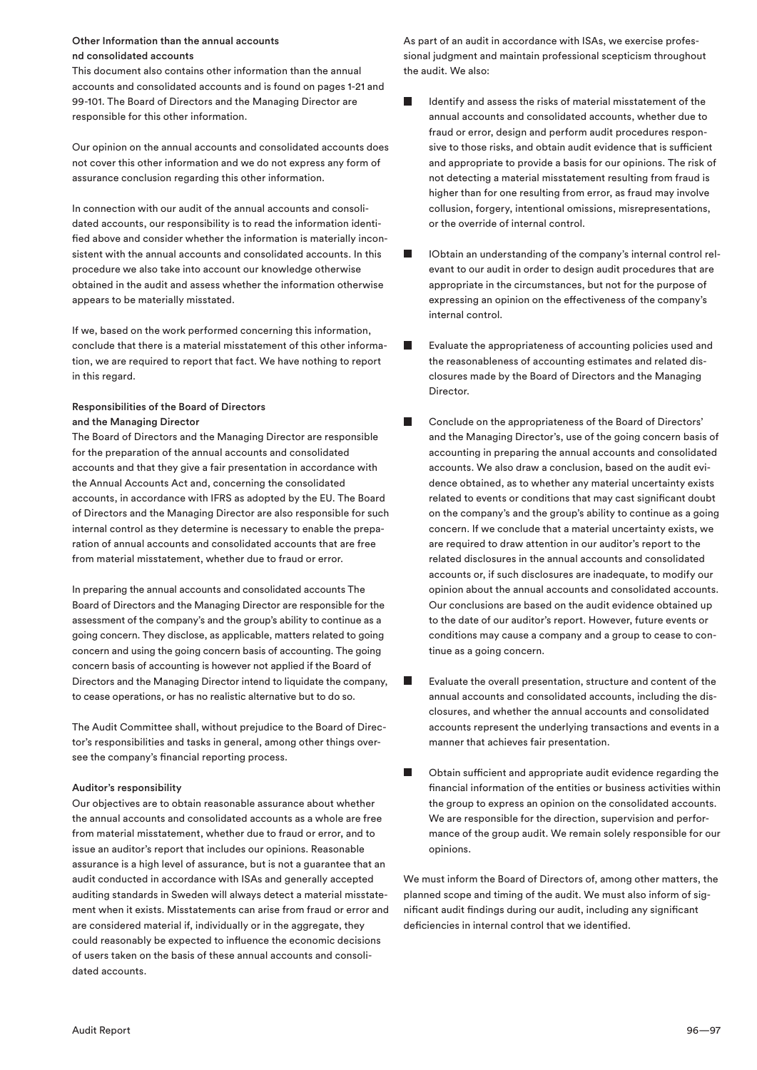### Other Information than the annual accounts nd consolidated accounts

This document also contains other information than the annual accounts and consolidated accounts and is found on pages 1-21 and 99-101. The Board of Directors and the Managing Director are responsible for this other information.

Our opinion on the annual accounts and consolidated accounts does not cover this other information and we do not express any form of assurance conclusion regarding this other information.

In connection with our audit of the annual accounts and consolidated accounts, our responsibility is to read the information identified above and consider whether the information is materially inconsistent with the annual accounts and consolidated accounts. In this procedure we also take into account our knowledge otherwise obtained in the audit and assess whether the information otherwise appears to be materially misstated.

If we, based on the work performed concerning this information, conclude that there is a material misstatement of this other information, we are required to report that fact. We have nothing to report in this regard.

### Responsibilities of the Board of Directors and the Managing Director

The Board of Directors and the Managing Director are responsible for the preparation of the annual accounts and consolidated accounts and that they give a fair presentation in accordance with the Annual Accounts Act and, concerning the consolidated accounts, in accordance with IFRS as adopted by the EU. The Board of Directors and the Managing Director are also responsible for such internal control as they determine is necessary to enable the preparation of annual accounts and consolidated accounts that are free from material misstatement, whether due to fraud or error.

In preparing the annual accounts and consolidated accounts The Board of Directors and the Managing Director are responsible for the assessment of the company's and the group's ability to continue as a going concern. They disclose, as applicable, matters related to going concern and using the going concern basis of accounting. The going concern basis of accounting is however not applied if the Board of Directors and the Managing Director intend to liquidate the company, to cease operations, or has no realistic alternative but to do so.

The Audit Committee shall, without prejudice to the Board of Director's responsibilities and tasks in general, among other things oversee the company's financial reporting process.

### Auditor's responsibility

Our objectives are to obtain reasonable assurance about whether the annual accounts and consolidated accounts as a whole are free from material misstatement, whether due to fraud or error, and to issue an auditor's report that includes our opinions. Reasonable assurance is a high level of assurance, but is not a guarantee that an audit conducted in accordance with ISAs and generally accepted auditing standards in Sweden will always detect a material misstatement when it exists. Misstatements can arise from fraud or error and are considered material if, individually or in the aggregate, they could reasonably be expected to influence the economic decisions of users taken on the basis of these annual accounts and consolidated accounts.

As part of an audit in accordance with ISAs, we exercise professional judgment and maintain professional scepticism throughout the audit. We also:

- Identify and assess the risks of material misstatement of the annual accounts and consolidated accounts, whether due to fraud or error, design and perform audit procedures responsive to those risks, and obtain audit evidence that is sufficient and appropriate to provide a basis for our opinions. The risk of not detecting a material misstatement resulting from fraud is higher than for one resulting from error, as fraud may involve collusion, forgery, intentional omissions, misrepresentations, or the override of internal control.
- IObtain an understanding of the company's internal control relevant to our audit in order to design audit procedures that are appropriate in the circumstances, but not for the purpose of expressing an opinion on the effectiveness of the company's internal control.
- Evaluate the appropriateness of accounting policies used and the reasonableness of accounting estimates and related disclosures made by the Board of Directors and the Managing Director.
- Conclude on the appropriateness of the Board of Directors' and the Managing Director's, use of the going concern basis of accounting in preparing the annual accounts and consolidated accounts. We also draw a conclusion, based on the audit evidence obtained, as to whether any material uncertainty exists related to events or conditions that may cast significant doubt on the company's and the group's ability to continue as a going concern. If we conclude that a material uncertainty exists, we are required to draw attention in our auditor's report to the related disclosures in the annual accounts and consolidated accounts or, if such disclosures are inadequate, to modify our opinion about the annual accounts and consolidated accounts. Our conclusions are based on the audit evidence obtained up to the date of our auditor's report. However, future events or conditions may cause a company and a group to cease to continue as a going concern.
- Evaluate the overall presentation, structure and content of the annual accounts and consolidated accounts, including the disclosures, and whether the annual accounts and consolidated accounts represent the underlying transactions and events in a manner that achieves fair presentation.
- Obtain sufficient and appropriate audit evidence regarding the financial information of the entities or business activities within the group to express an opinion on the consolidated accounts. We are responsible for the direction, supervision and performance of the group audit. We remain solely responsible for our opinions.

We must inform the Board of Directors of, among other matters, the planned scope and timing of the audit. We must also inform of significant audit findings during our audit, including any significant deficiencies in internal control that we identified.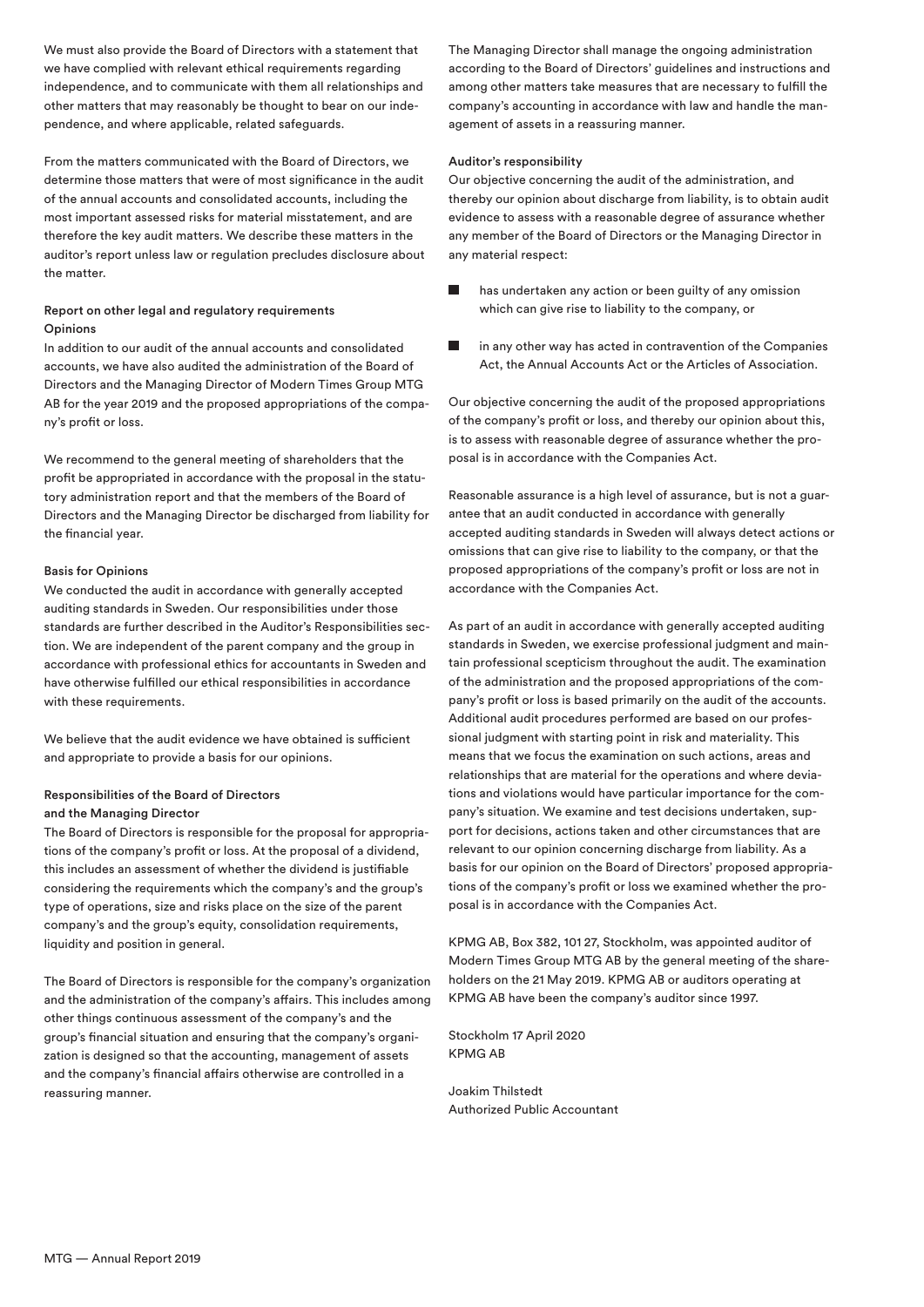We must also provide the Board of Directors with a statement that we have complied with relevant ethical requirements regarding independence, and to communicate with them all relationships and other matters that may reasonably be thought to bear on our independence, and where applicable, related safeguards.

From the matters communicated with the Board of Directors, we determine those matters that were of most significance in the audit of the annual accounts and consolidated accounts, including the most important assessed risks for material misstatement, and are therefore the key audit matters. We describe these matters in the auditor's report unless law or regulation precludes disclosure about the matter.

### Report on other legal and regulatory requirements

#### Opinions

In addition to our audit of the annual accounts and consolidated accounts, we have also audited the administration of the Board of Directors and the Managing Director of Modern Times Group MTG AB for the year 2019 and the proposed appropriations of the company's profit or loss.

We recommend to the general meeting of shareholders that the profit be appropriated in accordance with the proposal in the statutory administration report and that the members of the Board of Directors and the Managing Director be discharged from liability for the financial year.

#### Basis for Opinions

We conducted the audit in accordance with generally accepted auditing standards in Sweden. Our responsibilities under those standards are further described in the Auditor's Responsibilities section. We are independent of the parent company and the group in accordance with professional ethics for accountants in Sweden and have otherwise fulfilled our ethical responsibilities in accordance with these requirements.

We believe that the audit evidence we have obtained is sufficient and appropriate to provide a basis for our opinions.

#### Responsibilities of the Board of Directors and the Managing Director

The Board of Directors is responsible for the proposal for appropriations of the company's profit or loss. At the proposal of a dividend, this includes an assessment of whether the dividend is justifiable considering the requirements which the company's and the group's type of operations, size and risks place on the size of the parent company's and the group's equity, consolidation requirements, liquidity and position in general.

The Board of Directors is responsible for the company's organization and the administration of the company's affairs. This includes among other things continuous assessment of the company's and the group's financial situation and ensuring that the company's organization is designed so that the accounting, management of assets and the company's financial affairs otherwise are controlled in a reassuring manner.

The Managing Director shall manage the ongoing administration according to the Board of Directors' guidelines and instructions and among other matters take measures that are necessary to fulfill the company's accounting in accordance with law and handle the management of assets in a reassuring manner.

#### Auditor's responsibility

Our objective concerning the audit of the administration, and thereby our opinion about discharge from liability, is to obtain audit evidence to assess with a reasonable degree of assurance whether any member of the Board of Directors or the Managing Director in any material respect:

- has undertaken any action or been guilty of any omission which can give rise to liability to the company, or
- in any other way has acted in contravention of the Companies Act, the Annual Accounts Act or the Articles of Association.

Our objective concerning the audit of the proposed appropriations of the company's profit or loss, and thereby our opinion about this, is to assess with reasonable degree of assurance whether the proposal is in accordance with the Companies Act.

Reasonable assurance is a high level of assurance, but is not a guarantee that an audit conducted in accordance with generally accepted auditing standards in Sweden will always detect actions or omissions that can give rise to liability to the company, or that the proposed appropriations of the company's profit or loss are not in accordance with the Companies Act.

As part of an audit in accordance with generally accepted auditing standards in Sweden, we exercise professional judgment and maintain professional scepticism throughout the audit. The examination of the administration and the proposed appropriations of the company's profit or loss is based primarily on the audit of the accounts. Additional audit procedures performed are based on our professional judgment with starting point in risk and materiality. This means that we focus the examination on such actions, areas and relationships that are material for the operations and where deviations and violations would have particular importance for the company's situation. We examine and test decisions undertaken, support for decisions, actions taken and other circumstances that are relevant to our opinion concerning discharge from liability. As a basis for our opinion on the Board of Directors' proposed appropriations of the company's profit or loss we examined whether the proposal is in accordance with the Companies Act.

KPMG AB, Box 382, 101 27, Stockholm, was appointed auditor of Modern Times Group MTG AB by the general meeting of the shareholders on the 21 May 2019. KPMG AB or auditors operating at KPMG AB have been the company's auditor since 1997.

Stockholm 17 April 2020
KPMG AB

Joakim Thilstedt
Authorized Public Accountant